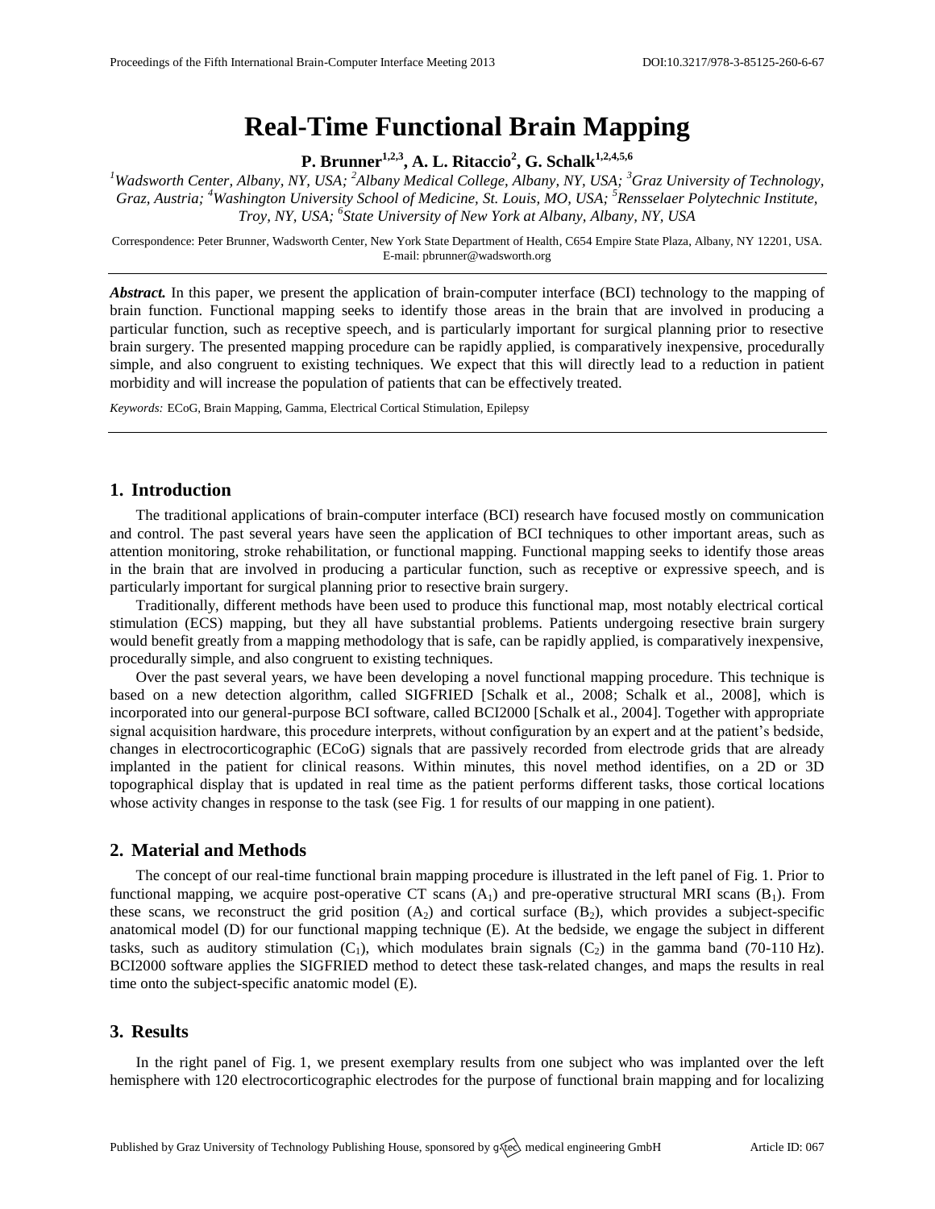# Real-Time Functional Brain Mapping

**P. Brunner[1,2,3], A. L. Ritaccio[2], G. Schalk[1,2,4,5,6]**

*[1]Wadsworth Center, Albany, NY, USA; [2]Albany Medical College, Albany, NY, USA; [3]Graz University of Technology, Graz, Austria; [4]Washington University School of Medicine, St. Louis, MO, USA; [5]Rensselaer Polytechnic Institute, Troy, NY, USA; [6]State University of New York at Albany, Albany, NY, USA*

Correspondence: Peter Brunner, Wadsworth Center, New York State Department of Health, C654 Empire State Plaza, Albany, NY 12201, USA. E-mail: pbrunner@wadsworth.org

***Abstract.*** In this paper, we present the application of brain-computer interface (BCI) technology to the mapping of brain function. Functional mapping seeks to identify those areas in the brain that are involved in producing a particular function, such as receptive speech, and is particularly important for surgical planning prior to resective brain surgery. The presented mapping procedure can be rapidly applied, is comparatively inexpensive, procedurally simple, and also congruent to existing techniques. We expect that this will directly lead to a reduction in patient morbidity and will increase the population of patients that can be effectively treated.

*Keywords:* ECoG, Brain Mapping, Gamma, Electrical Cortical Stimulation, Epilepsy

## 1. Introduction

The traditional applications of brain-computer interface (BCI) research have focused mostly on communication and control. The past several years have seen the application of BCI techniques to other important areas, such as attention monitoring, stroke rehabilitation, or functional mapping. Functional mapping seeks to identify those areas in the brain that are involved in producing a particular function, such as receptive or expressive speech, and is particularly important for surgical planning prior to resective brain surgery.

Traditionally, different methods have been used to produce this functional map, most notably electrical cortical stimulation (ECS) mapping, but they all have substantial problems. Patients undergoing resective brain surgery would benefit greatly from a mapping methodology that is safe, can be rapidly applied, is comparatively inexpensive, procedurally simple, and also congruent to existing techniques.

Over the past several years, we have been developing a novel functional mapping procedure. This technique is based on a new detection algorithm, called SIGFRIED [Schalk et al., 2008; Schalk et al., 2008], which is incorporated into our general-purpose BCI software, called BCI2000 [Schalk et al., 2004]. Together with appropriate signal acquisition hardware, this procedure interprets, without configuration by an expert and at the patient's bedside, changes in electrocorticographic (ECoG) signals that are passively recorded from electrode grids that are already implanted in the patient for clinical reasons. Within minutes, this novel method identifies, on a 2D or 3D topographical display that is updated in real time as the patient performs different tasks, those cortical locations whose activity changes in response to the task (see Fig. 1 for results of our mapping in one patient).

## 2. Material and Methods

The concept of our real-time functional brain mapping procedure is illustrated in the left panel of Fig. 1. Prior to functional mapping, we acquire post-operative CT scans ($A_1$) and pre-operative structural MRI scans ($B_1$). From these scans, we reconstruct the grid position ($A_2$) and cortical surface ($B_2$), which provides a subject-specific anatomical model (D) for our functional mapping technique (E). At the bedside, we engage the subject in different tasks, such as auditory stimulation ($C_1$), which modulates brain signals ($C_2$) in the gamma band (70-110 Hz). BCI2000 software applies the SIGFRIED method to detect these task-related changes, and maps the results in real time onto the subject-specific anatomic model (E).

## 3. Results

In the right panel of Fig. 1, we present exemplary results from one subject who was implanted over the left hemisphere with 120 electrocorticographic electrodes for the purpose of functional brain mapping and for localizing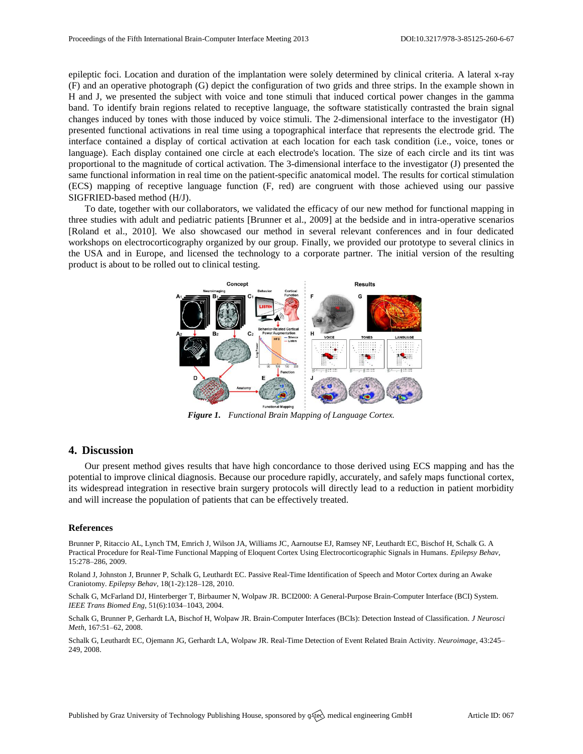epileptic foci. Location and duration of the implantation were solely determined by clinical criteria. A lateral x-ray (F) and an operative photograph (G) depict the configuration of two grids and three strips. In the example shown in H and J, we presented the subject with voice and tone stimuli that induced cortical power changes in the gamma band. To identify brain regions related to receptive language, the software statistically contrasted the brain signal changes induced by tones with those induced by voice stimuli. The 2-dimensional interface to the investigator (H) presented functional activations in real time using a topographical interface that represents the electrode grid. The interface contained a display of cortical activation at each location for each task condition (i.e., voice, tones or language). Each display contained one circle at each electrode's location. The size of each circle and its tint was proportional to the magnitude of cortical activation. The 3-dimensional interface to the investigator (J) presented the same functional information in real time on the patient-specific anatomical model. The results for cortical stimulation (ECS) mapping of receptive language function (F, red) are congruent with those achieved using our passive SIGFRIED-based method (H/J).

To date, together with our collaborators, we validated the efficacy of our new method for functional mapping in three studies with adult and pediatric patients [Brunner et al., 2009] at the bedside and in intra-operative scenarios [Roland et al., 2010]. We also showcased our method in several relevant conferences and in four dedicated workshops on electrocorticography organized by our group. Finally, we provided our prototype to several clinics in the USA and in Europe, and licensed the technology to a corporate partner. The initial version of the resulting product is about to be rolled out to clinical testing.

Concept

Results

***Figure 1.*** *Functional Brain Mapping of Language Cortex.*

## 4. Discussion

Our present method gives results that have high concordance to those derived using ECS mapping and has the potential to improve clinical diagnosis. Because our procedure rapidly, accurately, and safely maps functional cortex, its widespread integration in resective brain surgery protocols will directly lead to a reduction in patient morbidity and will increase the population of patients that can be effectively treated.

### References

Brunner P, Ritaccio AL, Lynch TM, Emrich J, Wilson JA, Williams JC, Aarnoutse EJ, Ramsey NF, Leuthardt EC, Bischof H, Schalk G. A Practical Procedure for Real-Time Functional Mapping of Eloquent Cortex Using Electrocorticographic Signals in Humans. *Epilepsy Behav*, 15:278–286, 2009.

Roland J, Johnston J, Brunner P, Schalk G, Leuthardt EC. Passive Real-Time Identification of Speech and Motor Cortex during an Awake Craniotomy. *Epilepsy Behav*, 18(1-2):128–128, 2010.

Schalk G, McFarland DJ, Hinterberger T, Birbaumer N, Wolpaw JR. BCI2000: A General-Purpose Brain-Computer Interface (BCI) System. *IEEE Trans Biomed Eng*, 51(6):1034–1043, 2004.

Schalk G, Brunner P, Gerhardt LA, Bischof H, Wolpaw JR. Brain-Computer Interfaces (BCIs): Detection Instead of Classification. *J Neurosci Meth*, 167:51–62, 2008.

Schalk G, Leuthardt EC, Ojemann JG, Gerhardt LA, Wolpaw JR. Real-Time Detection of Event Related Brain Activity. *Neuroimage*, 43:245–249, 2008.